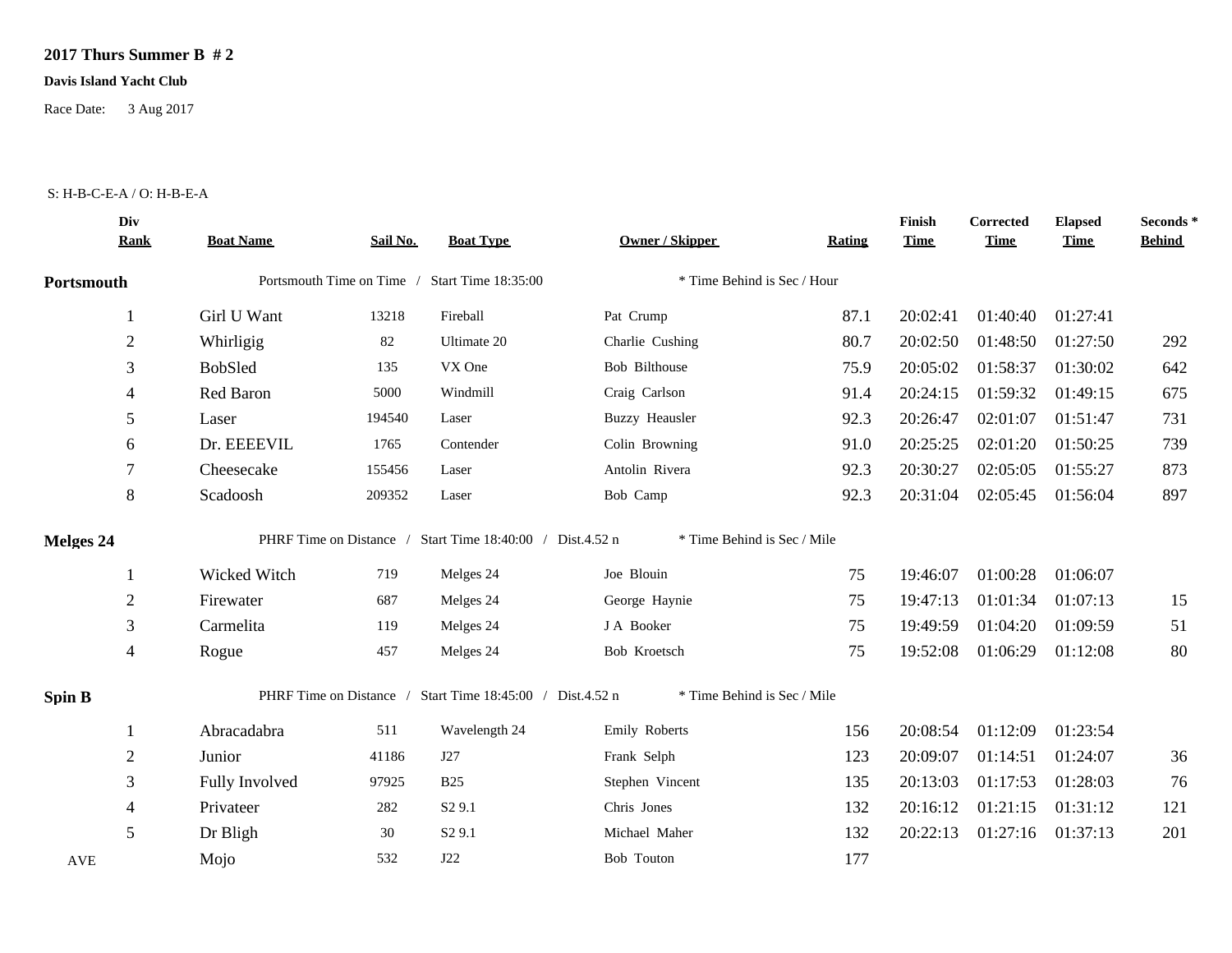# 2017 Thurs Summer B # 2

**Davis Island Yacht Club**

Race Date: 3 Aug 2017

S: H-B-C-E-A / O: H-B-E-A

| Div Rank | Boat Name | Sail No. | Boat Type | Owner / Skipper | Rating | Finish Time | Corrected Time | Elapsed Time | Seconds * Behind |
|---|---|---|---|---|---|---|---|---|---|
| **Portsmouth** | Portsmouth Time on Time / Start Time 18:35:00 | | | * Time Behind is Sec / Hour | | | | | |
| 1 | Girl U Want | 13218 | Fireball | Pat Crump | 87.1 | 20:02:41 | 01:40:40 | 01:27:41 | |
| 2 | Whirligig | 82 | Ultimate 20 | Charlie Cushing | 80.7 | 20:02:50 | 01:48:50 | 01:27:50 | 292 |
| 3 | BobSled | 135 | VX One | Bob Bilthouse | 75.9 | 20:05:02 | 01:58:37 | 01:30:02 | 642 |
| 4 | Red Baron | 5000 | Windmill | Craig Carlson | 91.4 | 20:24:15 | 01:59:32 | 01:49:15 | 675 |
| 5 | Laser | 194540 | Laser | Buzzy Heausler | 92.3 | 20:26:47 | 02:01:07 | 01:51:47 | 731 |
| 6 | Dr. EEEEVIL | 1765 | Contender | Colin Browning | 91.0 | 20:25:25 | 02:01:20 | 01:50:25 | 739 |
| 7 | Cheesecake | 155456 | Laser | Antolin Rivera | 92.3 | 20:30:27 | 02:05:05 | 01:55:27 | 873 |
| 8 | Scadoosh | 209352 | Laser | Bob Camp | 92.3 | 20:31:04 | 02:05:45 | 01:56:04 | 897 |
| **Melges 24** | PHRF Time on Distance / Start Time 18:40:00 / Dist.4.52 n | | | * Time Behind is Sec / Mile | | | | | |
| 1 | Wicked Witch | 719 | Melges 24 | Joe Blouin | 75 | 19:46:07 | 01:00:28 | 01:06:07 | |
| 2 | Firewater | 687 | Melges 24 | George Haynie | 75 | 19:47:13 | 01:01:34 | 01:07:13 | 15 |
| 3 | Carmelita | 119 | Melges 24 | J A Booker | 75 | 19:49:59 | 01:04:20 | 01:09:59 | 51 |
| 4 | Rogue | 457 | Melges 24 | Bob Kroetsch | 75 | 19:52:08 | 01:06:29 | 01:12:08 | 80 |
| **Spin B** | PHRF Time on Distance / Start Time 18:45:00 / Dist.4.52 n | | | * Time Behind is Sec / Mile | | | | | |
| 1 | Abracadabra | 511 | Wavelength 24 | Emily Roberts | 156 | 20:08:54 | 01:12:09 | 01:23:54 | |
| 2 | Junior | 41186 | J27 | Frank Selph | 123 | 20:09:07 | 01:14:51 | 01:24:07 | 36 |
| 3 | Fully Involved | 97925 | B25 | Stephen Vincent | 135 | 20:13:03 | 01:17:53 | 01:28:03 | 76 |
| 4 | Privateer | 282 | S2 9.1 | Chris Jones | 132 | 20:16:12 | 01:21:15 | 01:31:12 | 121 |
| 5 | Dr Bligh | 30 | S2 9.1 | Michael Maher | 132 | 20:22:13 | 01:27:16 | 01:37:13 | 201 |
| AVE | Mojo | 532 | J22 | Bob Touton | 177 | | | | |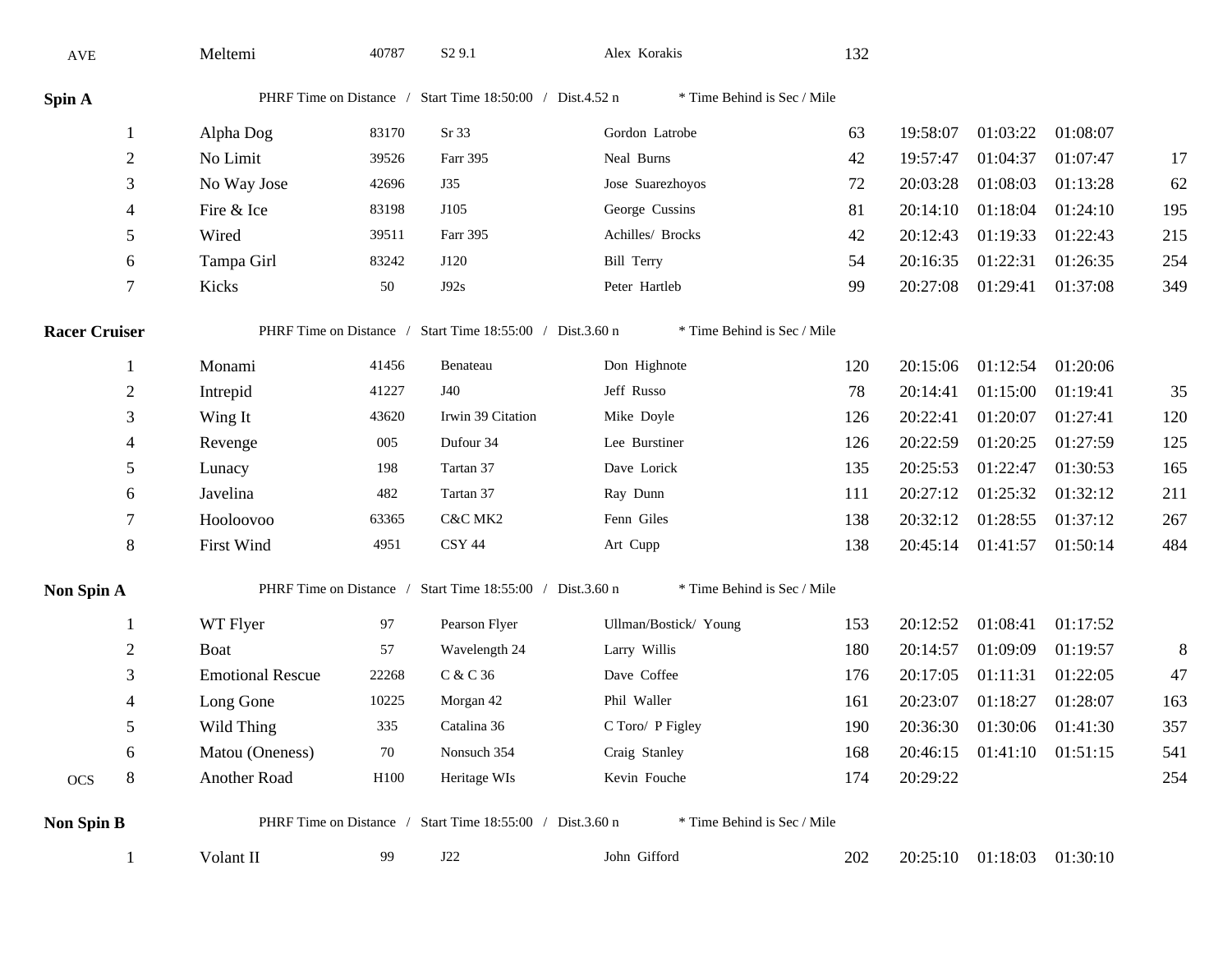| AVE | Meltemi | 40787 | S2 9.1 | Alex Korakis | 132 | | | | |
|---|---|---|---|---|---|---|---|---|---|

**Spin A** — PHRF Time on Distance / Start Time 18:50:00 / Dist.4.52 n — * Time Behind is Sec / Mile

| | | | | | | | | | |
|---|---|---|---|---|---|---|---|---|---|
| 1 | Alpha Dog | 83170 | Sr 33 | Gordon Latrobe | 63 | 19:58:07 | 01:03:22 | 01:08:07 | |
| 2 | No Limit | 39526 | Farr 395 | Neal Burns | 42 | 19:57:47 | 01:04:37 | 01:07:47 | 17 |
| 3 | No Way Jose | 42696 | J35 | Jose Suarezhoyos | 72 | 20:03:28 | 01:08:03 | 01:13:28 | 62 |
| 4 | Fire & Ice | 83198 | J105 | George Cussins | 81 | 20:14:10 | 01:18:04 | 01:24:10 | 195 |
| 5 | Wired | 39511 | Farr 395 | Achilles/ Brocks | 42 | 20:12:43 | 01:19:33 | 01:22:43 | 215 |
| 6 | Tampa Girl | 83242 | J120 | Bill Terry | 54 | 20:16:35 | 01:22:31 | 01:26:35 | 254 |
| 7 | Kicks | 50 | J92s | Peter Hartleb | 99 | 20:27:08 | 01:29:41 | 01:37:08 | 349 |

**Racer Cruiser** — PHRF Time on Distance / Start Time 18:55:00 / Dist.3.60 n — * Time Behind is Sec / Mile

| | | | | | | | | | |
|---|---|---|---|---|---|---|---|---|---|
| 1 | Monami | 41456 | Benateau | Don Highnote | 120 | 20:15:06 | 01:12:54 | 01:20:06 | |
| 2 | Intrepid | 41227 | J40 | Jeff Russo | 78 | 20:14:41 | 01:15:00 | 01:19:41 | 35 |
| 3 | Wing It | 43620 | Irwin 39 Citation | Mike Doyle | 126 | 20:22:41 | 01:20:07 | 01:27:41 | 120 |
| 4 | Revenge | 005 | Dufour 34 | Lee Burstiner | 126 | 20:22:59 | 01:20:25 | 01:27:59 | 125 |
| 5 | Lunacy | 198 | Tartan 37 | Dave Lorick | 135 | 20:25:53 | 01:22:47 | 01:30:53 | 165 |
| 6 | Javelina | 482 | Tartan 37 | Ray Dunn | 111 | 20:27:12 | 01:25:32 | 01:32:12 | 211 |
| 7 | Hooloovoo | 63365 | C&C MK2 | Fenn Giles | 138 | 20:32:12 | 01:28:55 | 01:37:12 | 267 |
| 8 | First Wind | 4951 | CSY 44 | Art Cupp | 138 | 20:45:14 | 01:41:57 | 01:50:14 | 484 |

**Non Spin A** — PHRF Time on Distance / Start Time 18:55:00 / Dist.3.60 n — * Time Behind is Sec / Mile

| | | | | | | | | | | |
|---|---|---|---|---|---|---|---|---|---|---|
| | 1 | WT Flyer | 97 | Pearson Flyer | Ullman/Bostick/ Young | 153 | 20:12:52 | 01:08:41 | 01:17:52 | |
| | 2 | Boat | 57 | Wavelength 24 | Larry Willis | 180 | 20:14:57 | 01:09:09 | 01:19:57 | 8 |
| | 3 | Emotional Rescue | 22268 | C & C 36 | Dave Coffee | 176 | 20:17:05 | 01:11:31 | 01:22:05 | 47 |
| | 4 | Long Gone | 10225 | Morgan 42 | Phil Waller | 161 | 20:23:07 | 01:18:27 | 01:28:07 | 163 |
| | 5 | Wild Thing | 335 | Catalina 36 | C Toro/ P Figley | 190 | 20:36:30 | 01:30:06 | 01:41:30 | 357 |
| | 6 | Matou (Oneness) | 70 | Nonsuch 354 | Craig Stanley | 168 | 20:46:15 | 01:41:10 | 01:51:15 | 541 |
| OCS | 8 | Another Road | H100 | Heritage WIs | Kevin Fouche | 174 | 20:29:22 | | | 254 |

**Non Spin B** — PHRF Time on Distance / Start Time 18:55:00 / Dist.3.60 n — * Time Behind is Sec / Mile

| | | | | | | | | | |
|---|---|---|---|---|---|---|---|---|---|
| 1 | Volant II | 99 | J22 | John Gifford | 202 | 20:25:10 | 01:18:03 | 01:30:10 | |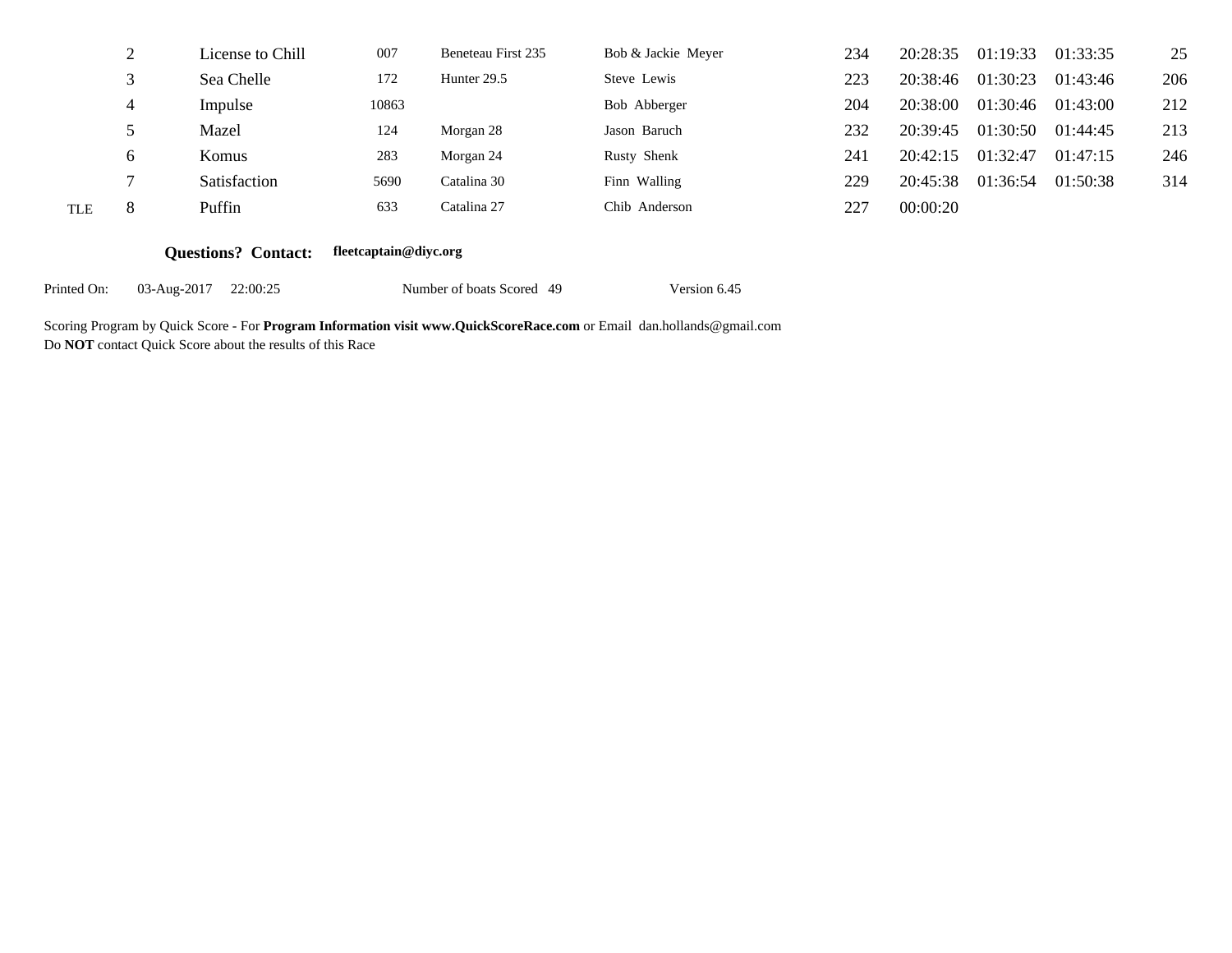| | | | | | | | | | | | |
|---|---|---|---|---|---|---|---|---|---|---|---|
| | 2 | License to Chill | 007 | Beneteau First 235 | Bob & Jackie Meyer | 234 | 20:28:35 | 01:19:33 | 01:33:35 | 25 |
| | 3 | Sea Chelle | 172 | Hunter 29.5 | Steve Lewis | 223 | 20:38:46 | 01:30:23 | 01:43:46 | 206 |
| | 4 | Impulse | 10863 | | Bob Abberger | 204 | 20:38:00 | 01:30:46 | 01:43:00 | 212 |
| | 5 | Mazel | 124 | Morgan 28 | Jason Baruch | 232 | 20:39:45 | 01:30:50 | 01:44:45 | 213 |
| | 6 | Komus | 283 | Morgan 24 | Rusty Shenk | 241 | 20:42:15 | 01:32:47 | 01:47:15 | 246 |
| | 7 | Satisfaction | 5690 | Catalina 30 | Finn Walling | 229 | 20:45:38 | 01:36:54 | 01:50:38 | 314 |
| TLE | 8 | Puffin | 633 | Catalina 27 | Chib Anderson | 227 | 00:00:20 | | | |

**Questions? Contact:** **fleetcaptain@diyc.org**

Printed On: 03-Aug-2017 22:00:25 Number of boats Scored 49 Version 6.45

Scoring Program by Quick Score - For **Program Information visit www.QuickScoreRace.com** or Email dan.hollands@gmail.com
Do **NOT** contact Quick Score about the results of this Race